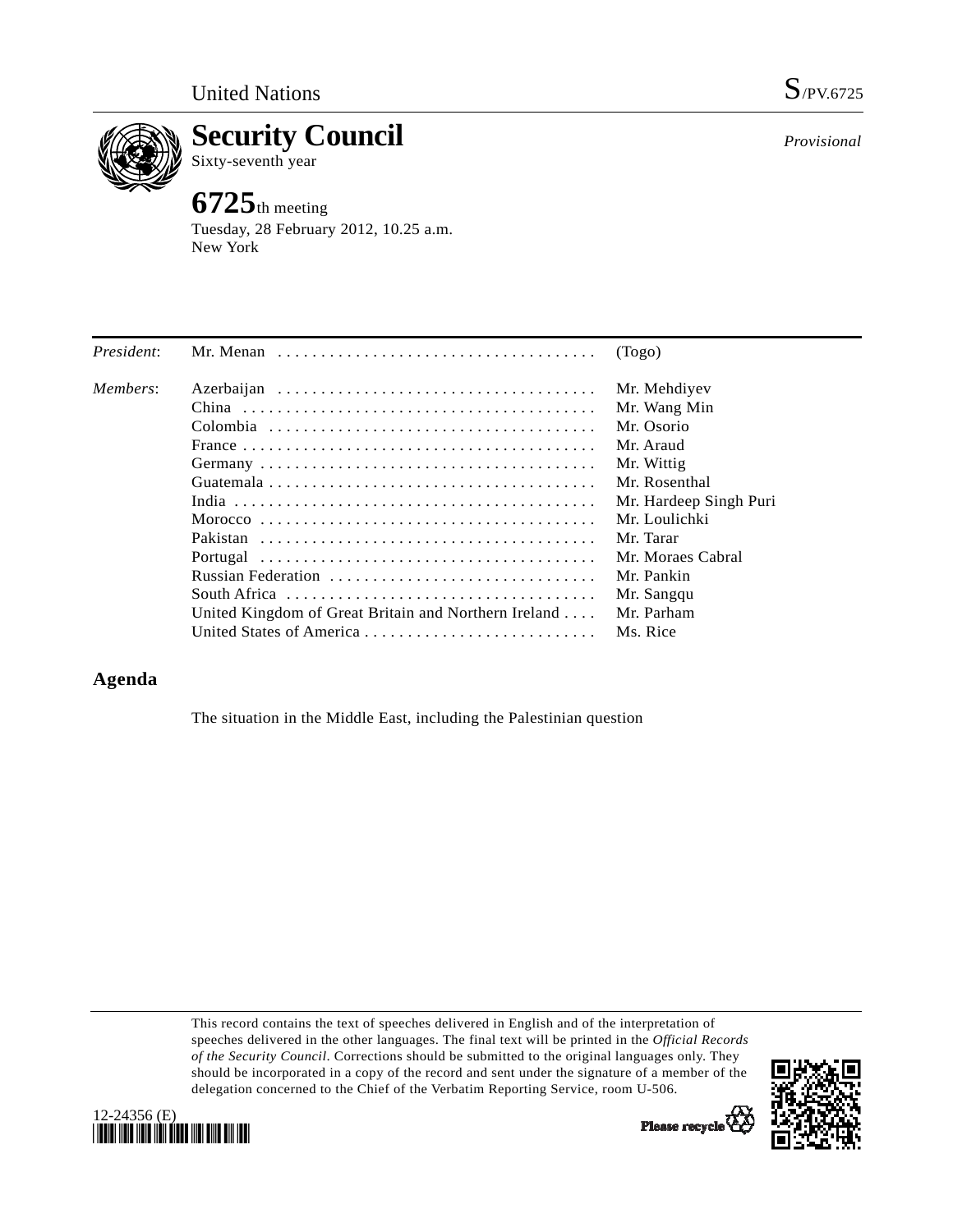United Nations

S/PV.6725

# Security Council

Sixty-seventh year

*Provisional*

# 6725th meeting

Tuesday, 28 February 2012, 10.25 a.m.
New York

| | | |
|---|---|---|
| *President*: | Mr. Menan | (Togo) |
| *Members*: | Azerbaijan | Mr. Mehdiyev |
| | China | Mr. Wang Min |
| | Colombia | Mr. Osorio |
| | France | Mr. Araud |
| | Germany | Mr. Wittig |
| | Guatemala | Mr. Rosenthal |
| | India | Mr. Hardeep Singh Puri |
| | Morocco | Mr. Loulichki |
| | Pakistan | Mr. Tarar |
| | Portugal | Mr. Moraes Cabral |
| | Russian Federation | Mr. Pankin |
| | South Africa | Mr. Sangqu |
| | United Kingdom of Great Britain and Northern Ireland | Mr. Parham |
| | United States of America | Ms. Rice |

## Agenda

The situation in the Middle East, including the Palestinian question

This record contains the text of speeches delivered in English and of the interpretation of speeches delivered in the other languages. The final text will be printed in the *Official Records of the Security Council*. Corrections should be submitted to the original languages only. They should be incorporated in a copy of the record and sent under the signature of a member of the delegation concerned to the Chief of the Verbatim Reporting Service, room U-506.

12-24356 (E)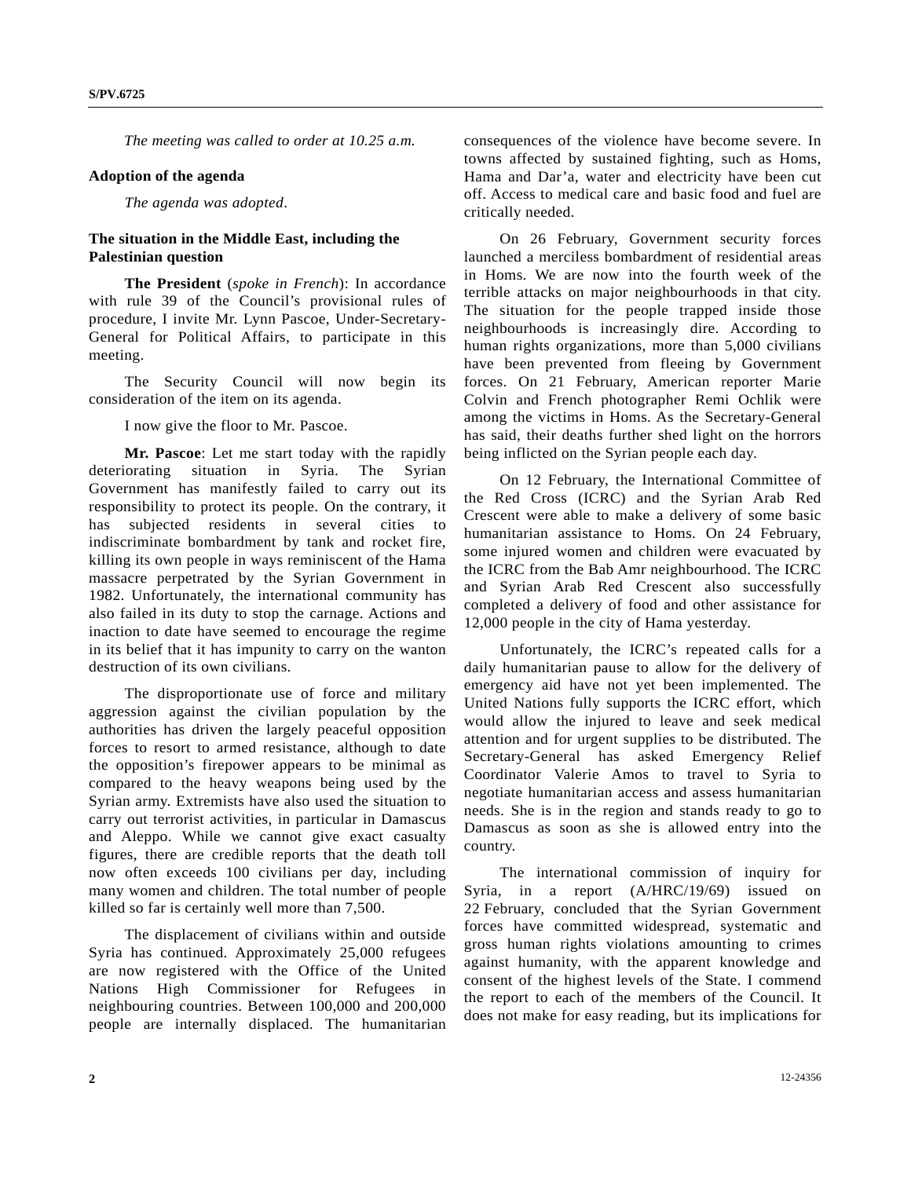*The meeting was called to order at 10.25 a.m.*

**Adoption of the agenda**

*The agenda was adopted*.

**The situation in the Middle East, including the Palestinian question**

**The President** (*spoke in French*): In accordance with rule 39 of the Council's provisional rules of procedure, I invite Mr. Lynn Pascoe, Under-Secretary-General for Political Affairs, to participate in this meeting.

The Security Council will now begin its consideration of the item on its agenda.

I now give the floor to Mr. Pascoe.

**Mr. Pascoe**: Let me start today with the rapidly deteriorating situation in Syria. The Syrian Government has manifestly failed to carry out its responsibility to protect its people. On the contrary, it has subjected residents in several cities to indiscriminate bombardment by tank and rocket fire, killing its own people in ways reminiscent of the Hama massacre perpetrated by the Syrian Government in 1982. Unfortunately, the international community has also failed in its duty to stop the carnage. Actions and inaction to date have seemed to encourage the regime in its belief that it has impunity to carry on the wanton destruction of its own civilians.

The disproportionate use of force and military aggression against the civilian population by the authorities has driven the largely peaceful opposition forces to resort to armed resistance, although to date the opposition's firepower appears to be minimal as compared to the heavy weapons being used by the Syrian army. Extremists have also used the situation to carry out terrorist activities, in particular in Damascus and Aleppo. While we cannot give exact casualty figures, there are credible reports that the death toll now often exceeds 100 civilians per day, including many women and children. The total number of people killed so far is certainly well more than 7,500.

The displacement of civilians within and outside Syria has continued. Approximately 25,000 refugees are now registered with the Office of the United Nations High Commissioner for Refugees in neighbouring countries. Between 100,000 and 200,000 people are internally displaced. The humanitarian consequences of the violence have become severe. In towns affected by sustained fighting, such as Homs, Hama and Dar'a, water and electricity have been cut off. Access to medical care and basic food and fuel are critically needed.

On 26 February, Government security forces launched a merciless bombardment of residential areas in Homs. We are now into the fourth week of the terrible attacks on major neighbourhoods in that city. The situation for the people trapped inside those neighbourhoods is increasingly dire. According to human rights organizations, more than 5,000 civilians have been prevented from fleeing by Government forces. On 21 February, American reporter Marie Colvin and French photographer Remi Ochlik were among the victims in Homs. As the Secretary-General has said, their deaths further shed light on the horrors being inflicted on the Syrian people each day.

On 12 February, the International Committee of the Red Cross (ICRC) and the Syrian Arab Red Crescent were able to make a delivery of some basic humanitarian assistance to Homs. On 24 February, some injured women and children were evacuated by the ICRC from the Bab Amr neighbourhood. The ICRC and Syrian Arab Red Crescent also successfully completed a delivery of food and other assistance for 12,000 people in the city of Hama yesterday.

Unfortunately, the ICRC's repeated calls for a daily humanitarian pause to allow for the delivery of emergency aid have not yet been implemented. The United Nations fully supports the ICRC effort, which would allow the injured to leave and seek medical attention and for urgent supplies to be distributed. The Secretary-General has asked Emergency Relief Coordinator Valerie Amos to travel to Syria to negotiate humanitarian access and assess humanitarian needs. She is in the region and stands ready to go to Damascus as soon as she is allowed entry into the country.

The international commission of inquiry for Syria, in a report (A/HRC/19/69) issued on 22 February, concluded that the Syrian Government forces have committed widespread, systematic and gross human rights violations amounting to crimes against humanity, with the apparent knowledge and consent of the highest levels of the State. I commend the report to each of the members of the Council. It does not make for easy reading, but its implications for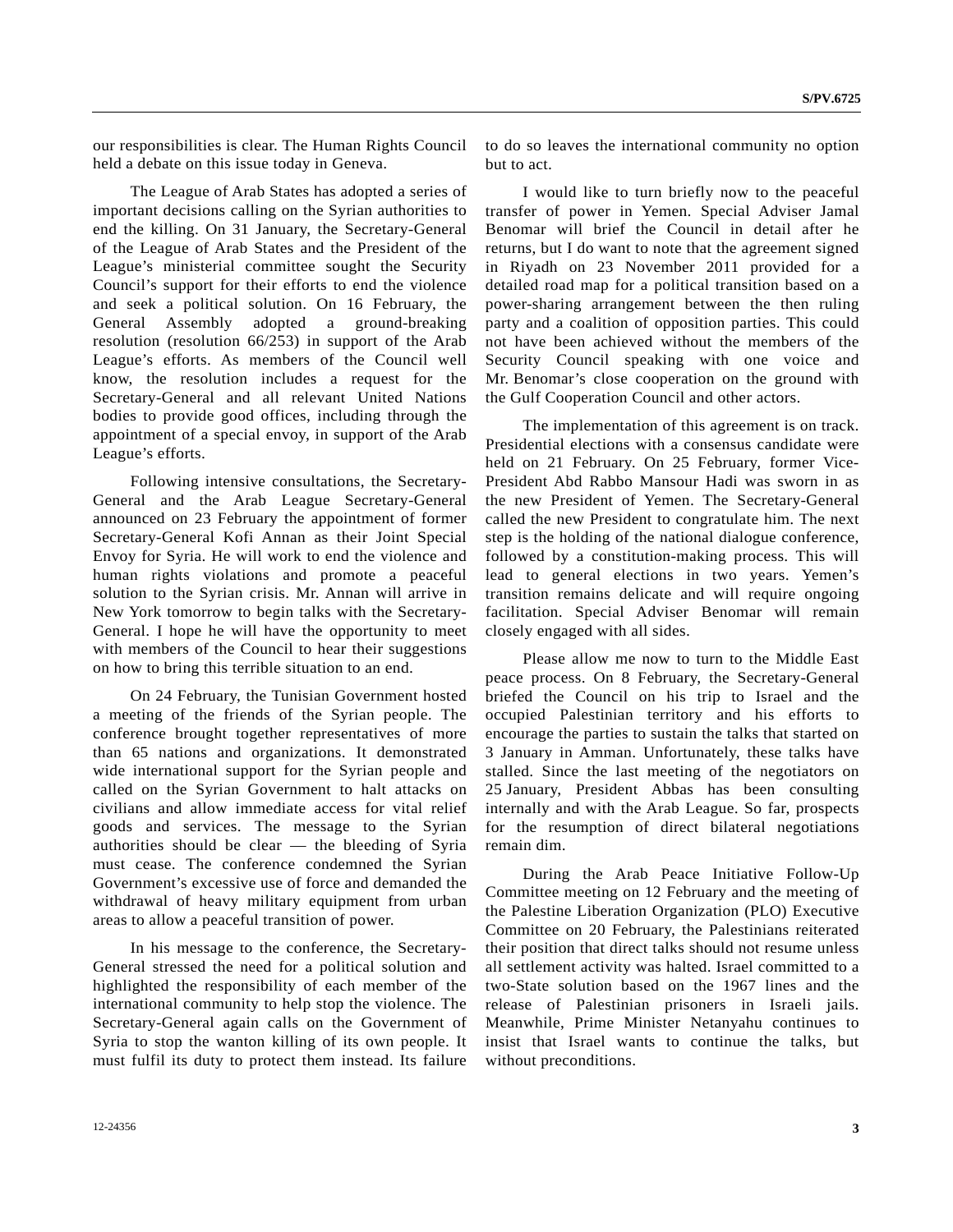our responsibilities is clear. The Human Rights Council held a debate on this issue today in Geneva.

The League of Arab States has adopted a series of important decisions calling on the Syrian authorities to end the killing. On 31 January, the Secretary-General of the League of Arab States and the President of the League's ministerial committee sought the Security Council's support for their efforts to end the violence and seek a political solution. On 16 February, the General Assembly adopted a ground-breaking resolution (resolution 66/253) in support of the Arab League's efforts. As members of the Council well know, the resolution includes a request for the Secretary-General and all relevant United Nations bodies to provide good offices, including through the appointment of a special envoy, in support of the Arab League's efforts.

Following intensive consultations, the Secretary-General and the Arab League Secretary-General announced on 23 February the appointment of former Secretary-General Kofi Annan as their Joint Special Envoy for Syria. He will work to end the violence and human rights violations and promote a peaceful solution to the Syrian crisis. Mr. Annan will arrive in New York tomorrow to begin talks with the Secretary-General. I hope he will have the opportunity to meet with members of the Council to hear their suggestions on how to bring this terrible situation to an end.

On 24 February, the Tunisian Government hosted a meeting of the friends of the Syrian people. The conference brought together representatives of more than 65 nations and organizations. It demonstrated wide international support for the Syrian people and called on the Syrian Government to halt attacks on civilians and allow immediate access for vital relief goods and services. The message to the Syrian authorities should be clear — the bleeding of Syria must cease. The conference condemned the Syrian Government's excessive use of force and demanded the withdrawal of heavy military equipment from urban areas to allow a peaceful transition of power.

In his message to the conference, the Secretary-General stressed the need for a political solution and highlighted the responsibility of each member of the international community to help stop the violence. The Secretary-General again calls on the Government of Syria to stop the wanton killing of its own people. It must fulfil its duty to protect them instead. Its failure to do so leaves the international community no option but to act.

I would like to turn briefly now to the peaceful transfer of power in Yemen. Special Adviser Jamal Benomar will brief the Council in detail after he returns, but I do want to note that the agreement signed in Riyadh on 23 November 2011 provided for a detailed road map for a political transition based on a power-sharing arrangement between the then ruling party and a coalition of opposition parties. This could not have been achieved without the members of the Security Council speaking with one voice and Mr. Benomar's close cooperation on the ground with the Gulf Cooperation Council and other actors.

The implementation of this agreement is on track. Presidential elections with a consensus candidate were held on 21 February. On 25 February, former Vice-President Abd Rabbo Mansour Hadi was sworn in as the new President of Yemen. The Secretary-General called the new President to congratulate him. The next step is the holding of the national dialogue conference, followed by a constitution-making process. This will lead to general elections in two years. Yemen's transition remains delicate and will require ongoing facilitation. Special Adviser Benomar will remain closely engaged with all sides.

Please allow me now to turn to the Middle East peace process. On 8 February, the Secretary-General briefed the Council on his trip to Israel and the occupied Palestinian territory and his efforts to encourage the parties to sustain the talks that started on 3 January in Amman. Unfortunately, these talks have stalled. Since the last meeting of the negotiators on 25 January, President Abbas has been consulting internally and with the Arab League. So far, prospects for the resumption of direct bilateral negotiations remain dim.

During the Arab Peace Initiative Follow-Up Committee meeting on 12 February and the meeting of the Palestine Liberation Organization (PLO) Executive Committee on 20 February, the Palestinians reiterated their position that direct talks should not resume unless all settlement activity was halted. Israel committed to a two-State solution based on the 1967 lines and the release of Palestinian prisoners in Israeli jails. Meanwhile, Prime Minister Netanyahu continues to insist that Israel wants to continue the talks, but without preconditions.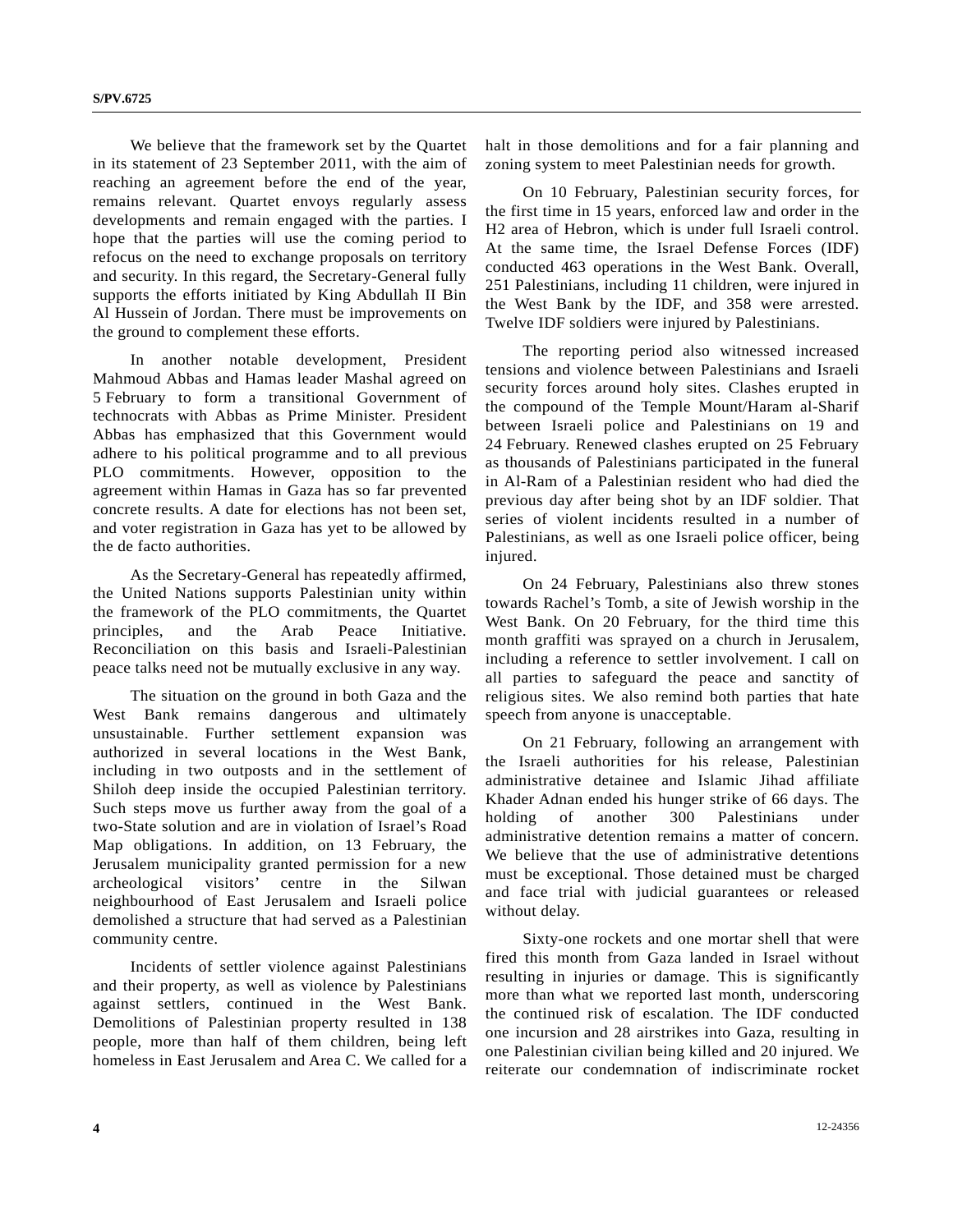We believe that the framework set by the Quartet in its statement of 23 September 2011, with the aim of reaching an agreement before the end of the year, remains relevant. Quartet envoys regularly assess developments and remain engaged with the parties. I hope that the parties will use the coming period to refocus on the need to exchange proposals on territory and security. In this regard, the Secretary-General fully supports the efforts initiated by King Abdullah II Bin Al Hussein of Jordan. There must be improvements on the ground to complement these efforts.

In another notable development, President Mahmoud Abbas and Hamas leader Mashal agreed on 5 February to form a transitional Government of technocrats with Abbas as Prime Minister. President Abbas has emphasized that this Government would adhere to his political programme and to all previous PLO commitments. However, opposition to the agreement within Hamas in Gaza has so far prevented concrete results. A date for elections has not been set, and voter registration in Gaza has yet to be allowed by the de facto authorities.

As the Secretary-General has repeatedly affirmed, the United Nations supports Palestinian unity within the framework of the PLO commitments, the Quartet principles, and the Arab Peace Initiative. Reconciliation on this basis and Israeli-Palestinian peace talks need not be mutually exclusive in any way.

The situation on the ground in both Gaza and the West Bank remains dangerous and ultimately unsustainable. Further settlement expansion was authorized in several locations in the West Bank, including in two outposts and in the settlement of Shiloh deep inside the occupied Palestinian territory. Such steps move us further away from the goal of a two-State solution and are in violation of Israel's Road Map obligations. In addition, on 13 February, the Jerusalem municipality granted permission for a new archeological visitors' centre in the Silwan neighbourhood of East Jerusalem and Israeli police demolished a structure that had served as a Palestinian community centre.

Incidents of settler violence against Palestinians and their property, as well as violence by Palestinians against settlers, continued in the West Bank. Demolitions of Palestinian property resulted in 138 people, more than half of them children, being left homeless in East Jerusalem and Area C. We called for a halt in those demolitions and for a fair planning and zoning system to meet Palestinian needs for growth.

On 10 February, Palestinian security forces, for the first time in 15 years, enforced law and order in the H2 area of Hebron, which is under full Israeli control. At the same time, the Israel Defense Forces (IDF) conducted 463 operations in the West Bank. Overall, 251 Palestinians, including 11 children, were injured in the West Bank by the IDF, and 358 were arrested. Twelve IDF soldiers were injured by Palestinians.

The reporting period also witnessed increased tensions and violence between Palestinians and Israeli security forces around holy sites. Clashes erupted in the compound of the Temple Mount/Haram al-Sharif between Israeli police and Palestinians on 19 and 24 February. Renewed clashes erupted on 25 February as thousands of Palestinians participated in the funeral in Al-Ram of a Palestinian resident who had died the previous day after being shot by an IDF soldier. That series of violent incidents resulted in a number of Palestinians, as well as one Israeli police officer, being injured.

On 24 February, Palestinians also threw stones towards Rachel's Tomb, a site of Jewish worship in the West Bank. On 20 February, for the third time this month graffiti was sprayed on a church in Jerusalem, including a reference to settler involvement. I call on all parties to safeguard the peace and sanctity of religious sites. We also remind both parties that hate speech from anyone is unacceptable.

On 21 February, following an arrangement with the Israeli authorities for his release, Palestinian administrative detainee and Islamic Jihad affiliate Khader Adnan ended his hunger strike of 66 days. The holding of another 300 Palestinians under administrative detention remains a matter of concern. We believe that the use of administrative detentions must be exceptional. Those detained must be charged and face trial with judicial guarantees or released without delay.

Sixty-one rockets and one mortar shell that were fired this month from Gaza landed in Israel without resulting in injuries or damage. This is significantly more than what we reported last month, underscoring the continued risk of escalation. The IDF conducted one incursion and 28 airstrikes into Gaza, resulting in one Palestinian civilian being killed and 20 injured. We reiterate our condemnation of indiscriminate rocket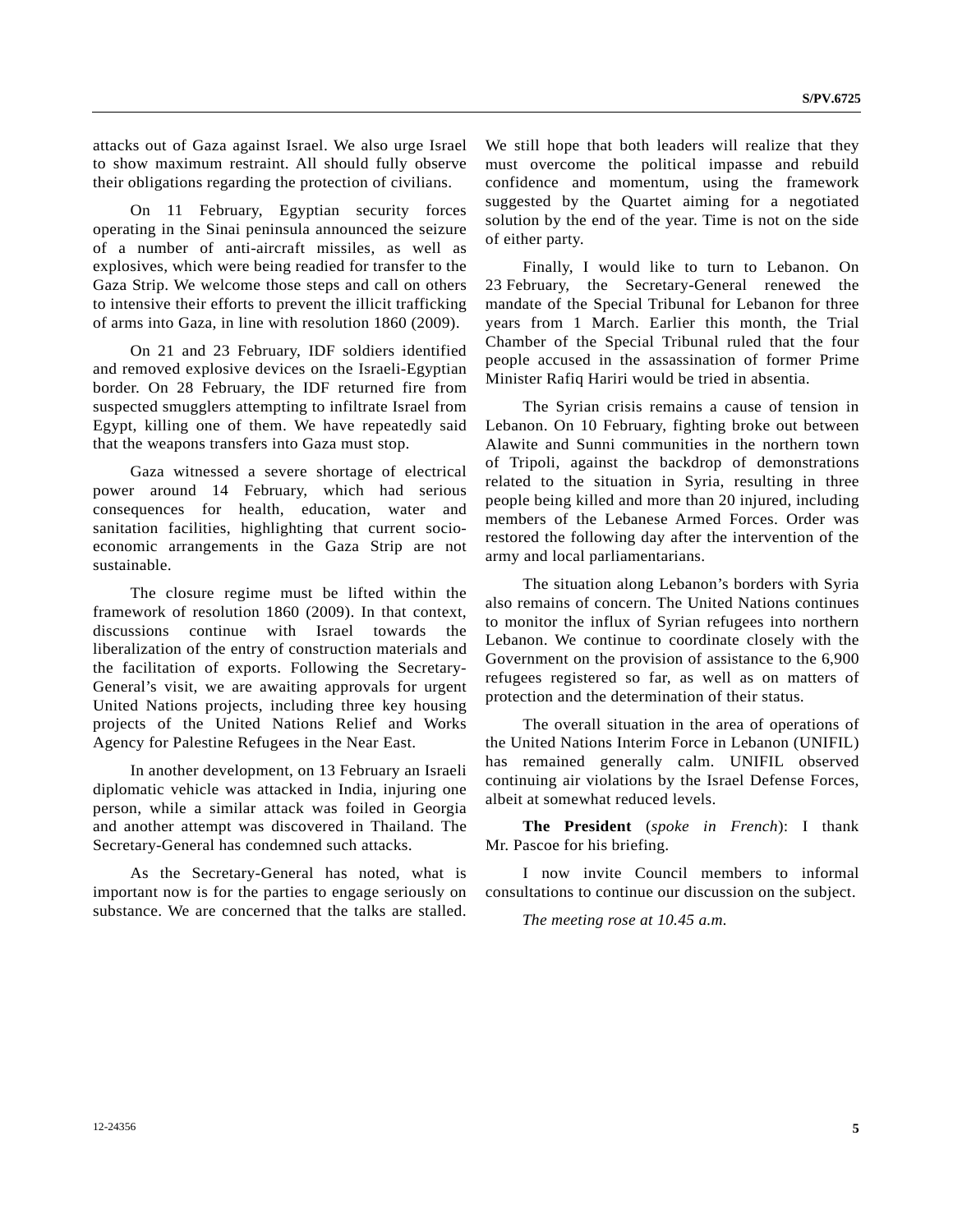attacks out of Gaza against Israel. We also urge Israel to show maximum restraint. All should fully observe their obligations regarding the protection of civilians.

On 11 February, Egyptian security forces operating in the Sinai peninsula announced the seizure of a number of anti-aircraft missiles, as well as explosives, which were being readied for transfer to the Gaza Strip. We welcome those steps and call on others to intensive their efforts to prevent the illicit trafficking of arms into Gaza, in line with resolution 1860 (2009).

On 21 and 23 February, IDF soldiers identified and removed explosive devices on the Israeli-Egyptian border. On 28 February, the IDF returned fire from suspected smugglers attempting to infiltrate Israel from Egypt, killing one of them. We have repeatedly said that the weapons transfers into Gaza must stop.

Gaza witnessed a severe shortage of electrical power around 14 February, which had serious consequences for health, education, water and sanitation facilities, highlighting that current socio-economic arrangements in the Gaza Strip are not sustainable.

The closure regime must be lifted within the framework of resolution 1860 (2009). In that context, discussions continue with Israel towards the liberalization of the entry of construction materials and the facilitation of exports. Following the Secretary-General's visit, we are awaiting approvals for urgent United Nations projects, including three key housing projects of the United Nations Relief and Works Agency for Palestine Refugees in the Near East.

In another development, on 13 February an Israeli diplomatic vehicle was attacked in India, injuring one person, while a similar attack was foiled in Georgia and another attempt was discovered in Thailand. The Secretary-General has condemned such attacks.

As the Secretary-General has noted, what is important now is for the parties to engage seriously on substance. We are concerned that the talks are stalled. We still hope that both leaders will realize that they must overcome the political impasse and rebuild confidence and momentum, using the framework suggested by the Quartet aiming for a negotiated solution by the end of the year. Time is not on the side of either party.

Finally, I would like to turn to Lebanon. On 23 February, the Secretary-General renewed the mandate of the Special Tribunal for Lebanon for three years from 1 March. Earlier this month, the Trial Chamber of the Special Tribunal ruled that the four people accused in the assassination of former Prime Minister Rafiq Hariri would be tried in absentia.

The Syrian crisis remains a cause of tension in Lebanon. On 10 February, fighting broke out between Alawite and Sunni communities in the northern town of Tripoli, against the backdrop of demonstrations related to the situation in Syria, resulting in three people being killed and more than 20 injured, including members of the Lebanese Armed Forces. Order was restored the following day after the intervention of the army and local parliamentarians.

The situation along Lebanon's borders with Syria also remains of concern. The United Nations continues to monitor the influx of Syrian refugees into northern Lebanon. We continue to coordinate closely with the Government on the provision of assistance to the 6,900 refugees registered so far, as well as on matters of protection and the determination of their status.

The overall situation in the area of operations of the United Nations Interim Force in Lebanon (UNIFIL) has remained generally calm. UNIFIL observed continuing air violations by the Israel Defense Forces, albeit at somewhat reduced levels.

**The President** (*spoke in French*): I thank Mr. Pascoe for his briefing.

I now invite Council members to informal consultations to continue our discussion on the subject.

*The meeting rose at 10.45 a.m.*